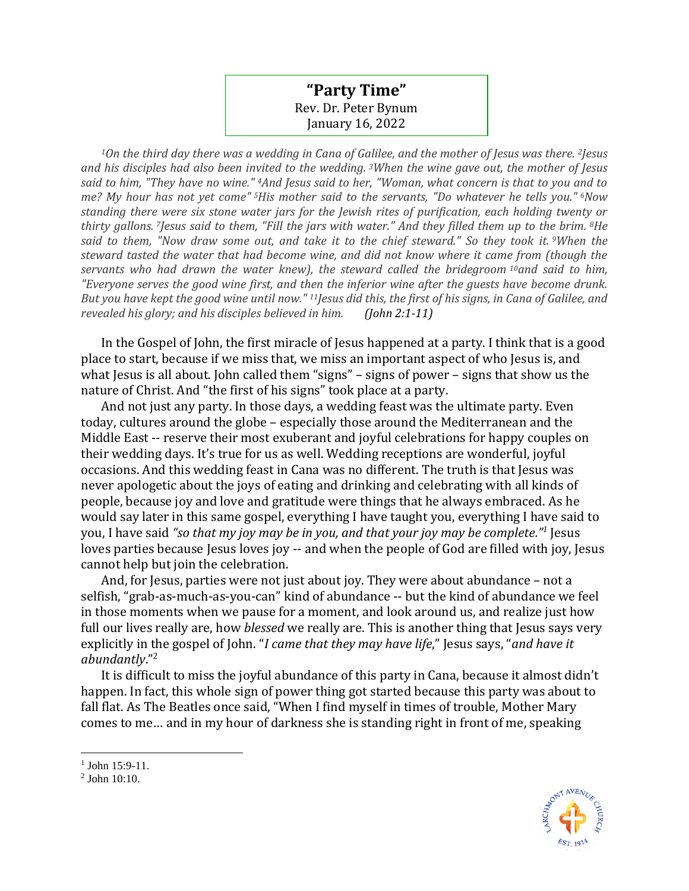# "Party Time"

Rev. Dr. Peter Bynum
January 16, 2022

*[1]On the third day there was a wedding in Cana of Galilee, and the mother of Jesus was there. [2]Jesus and his disciples had also been invited to the wedding. [3]When the wine gave out, the mother of Jesus said to him, "They have no wine." [4]And Jesus said to her, "Woman, what concern is that to you and to me? My hour has not yet come" [5]His mother said to the servants, "Do whatever he tells you." [6]Now standing there were six stone water jars for the Jewish rites of purification, each holding twenty or thirty gallons. [7]Jesus said to them, "Fill the jars with water." And they filled them up to the brim. [8]He said to them, "Now draw some out, and take it to the chief steward." So they took it. [9]When the steward tasted the water that had become wine, and did not know where it came from (though the servants who had drawn the water knew), the steward called the bridegroom [10]and said to him, "Everyone serves the good wine first, and then the inferior wine after the guests have become drunk. But you have kept the good wine until now." [11]Jesus did this, the first of his signs, in Cana of Galilee, and revealed his glory; and his disciples believed in him.* ***(John 2:1-11)***

In the Gospel of John, the first miracle of Jesus happened at a party. I think that is a good place to start, because if we miss that, we miss an important aspect of who Jesus is, and what Jesus is all about. John called them "signs" – signs of power – signs that show us the nature of Christ. And "the first of his signs" took place at a party.

And not just any party. In those days, a wedding feast was the ultimate party. Even today, cultures around the globe – especially those around the Mediterranean and the Middle East -- reserve their most exuberant and joyful celebrations for happy couples on their wedding days. It's true for us as well. Wedding receptions are wonderful, joyful occasions. And this wedding feast in Cana was no different. The truth is that Jesus was never apologetic about the joys of eating and drinking and celebrating with all kinds of people, because joy and love and gratitude were things that he always embraced. As he would say later in this same gospel, everything I have taught you, everything I have said to you, I have said *"so that my joy may be in you, and that your joy may be complete."*[1] Jesus loves parties because Jesus loves joy -- and when the people of God are filled with joy, Jesus cannot help but join the celebration.

And, for Jesus, parties were not just about joy. They were about abundance – not a selfish, "grab-as-much-as-you-can" kind of abundance -- but the kind of abundance we feel in those moments when we pause for a moment, and look around us, and realize just how full our lives really are, how *blessed* we really are. This is another thing that Jesus says very explicitly in the gospel of John. "*I came that they may have life*," Jesus says, "*and have it abundantly*."[2]

It is difficult to miss the joyful abundance of this party in Cana, because it almost didn't happen. In fact, this whole sign of power thing got started because this party was about to fall flat. As The Beatles once said, "When I find myself in times of trouble, Mother Mary comes to me… and in my hour of darkness she is standing right in front of me, speaking

---

[1] John 15:9-11.

[2] John 10:10.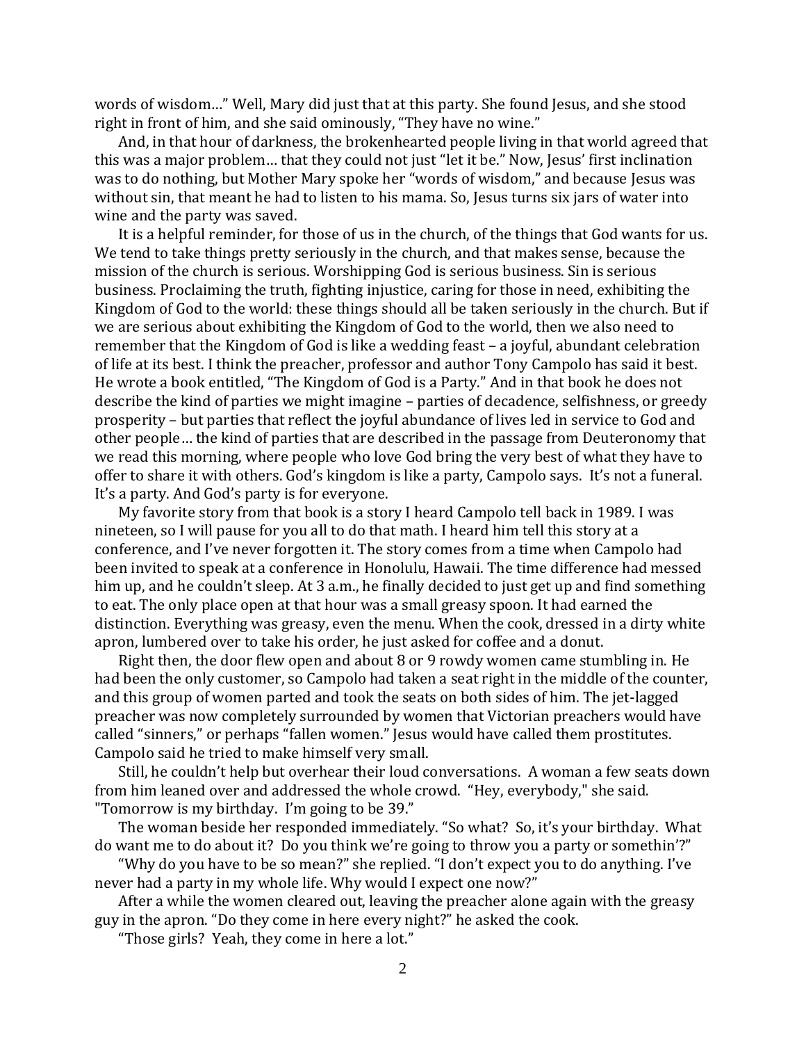words of wisdom…" Well, Mary did just that at this party. She found Jesus, and she stood right in front of him, and she said ominously, "They have no wine."

And, in that hour of darkness, the brokenhearted people living in that world agreed that this was a major problem… that they could not just "let it be." Now, Jesus' first inclination was to do nothing, but Mother Mary spoke her "words of wisdom," and because Jesus was without sin, that meant he had to listen to his mama. So, Jesus turns six jars of water into wine and the party was saved.

It is a helpful reminder, for those of us in the church, of the things that God wants for us. We tend to take things pretty seriously in the church, and that makes sense, because the mission of the church is serious. Worshipping God is serious business. Sin is serious business. Proclaiming the truth, fighting injustice, caring for those in need, exhibiting the Kingdom of God to the world: these things should all be taken seriously in the church. But if we are serious about exhibiting the Kingdom of God to the world, then we also need to remember that the Kingdom of God is like a wedding feast – a joyful, abundant celebration of life at its best. I think the preacher, professor and author Tony Campolo has said it best. He wrote a book entitled, "The Kingdom of God is a Party." And in that book he does not describe the kind of parties we might imagine – parties of decadence, selfishness, or greedy prosperity – but parties that reflect the joyful abundance of lives led in service to God and other people… the kind of parties that are described in the passage from Deuteronomy that we read this morning, where people who love God bring the very best of what they have to offer to share it with others. God's kingdom is like a party, Campolo says. It's not a funeral. It's a party. And God's party is for everyone.

My favorite story from that book is a story I heard Campolo tell back in 1989. I was nineteen, so I will pause for you all to do that math. I heard him tell this story at a conference, and I've never forgotten it. The story comes from a time when Campolo had been invited to speak at a conference in Honolulu, Hawaii. The time difference had messed him up, and he couldn't sleep. At 3 a.m., he finally decided to just get up and find something to eat. The only place open at that hour was a small greasy spoon. It had earned the distinction. Everything was greasy, even the menu. When the cook, dressed in a dirty white apron, lumbered over to take his order, he just asked for coffee and a donut.

Right then, the door flew open and about 8 or 9 rowdy women came stumbling in. He had been the only customer, so Campolo had taken a seat right in the middle of the counter, and this group of women parted and took the seats on both sides of him. The jet-lagged preacher was now completely surrounded by women that Victorian preachers would have called "sinners," or perhaps "fallen women." Jesus would have called them prostitutes. Campolo said he tried to make himself very small.

Still, he couldn't help but overhear their loud conversations. A woman a few seats down from him leaned over and addressed the whole crowd. "Hey, everybody," she said. "Tomorrow is my birthday. I'm going to be 39."

The woman beside her responded immediately. "So what? So, it's your birthday. What do want me to do about it? Do you think we're going to throw you a party or somethin'?"

"Why do you have to be so mean?" she replied. "I don't expect you to do anything. I've never had a party in my whole life. Why would I expect one now?"

After a while the women cleared out, leaving the preacher alone again with the greasy guy in the apron. "Do they come in here every night?" he asked the cook.

"Those girls? Yeah, they come in here a lot."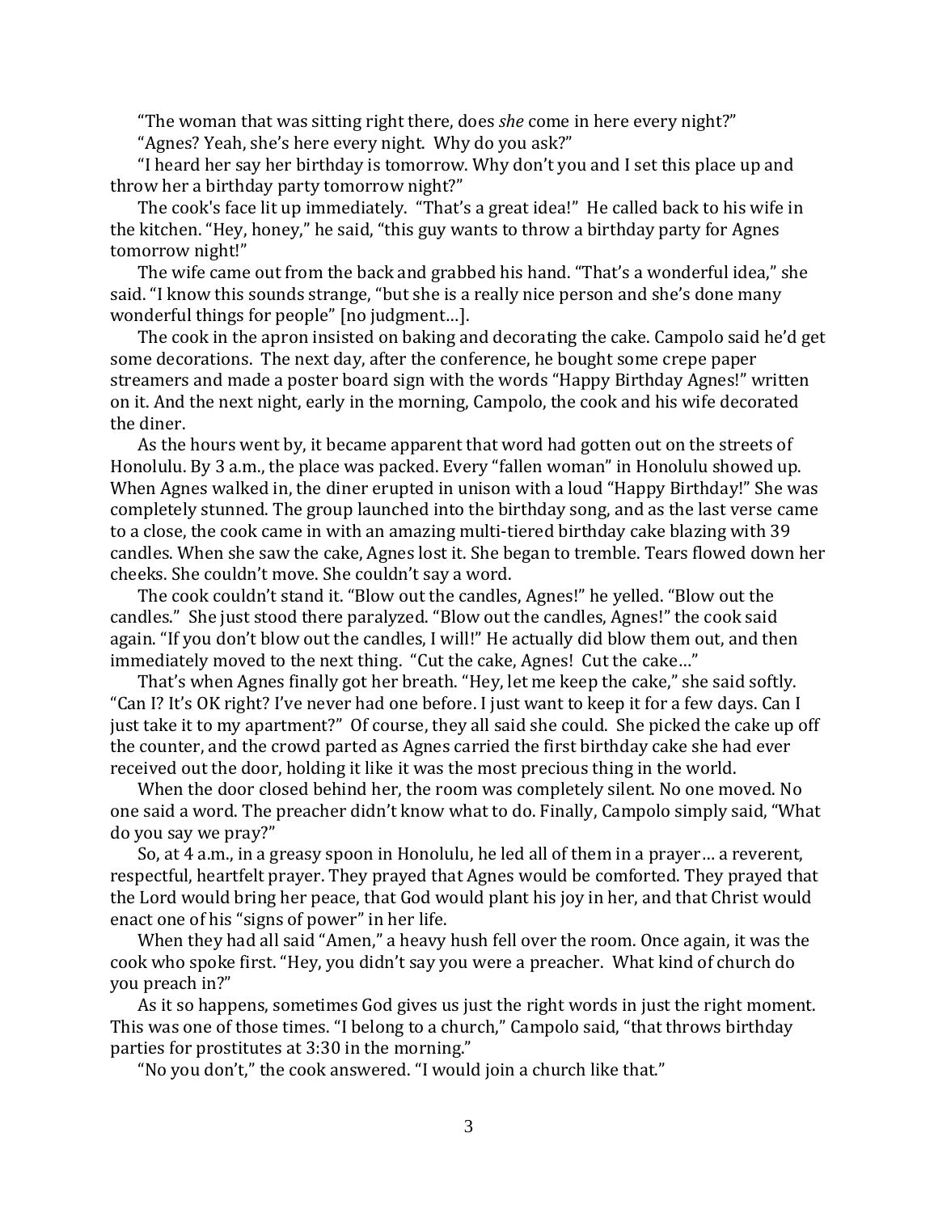"The woman that was sitting right there, does *she* come in here every night?"

"Agnes? Yeah, she's here every night. Why do you ask?"

"I heard her say her birthday is tomorrow. Why don't you and I set this place up and throw her a birthday party tomorrow night?"

The cook's face lit up immediately. "That's a great idea!" He called back to his wife in the kitchen. "Hey, honey," he said, "this guy wants to throw a birthday party for Agnes tomorrow night!"

The wife came out from the back and grabbed his hand. "That's a wonderful idea," she said. "I know this sounds strange, "but she is a really nice person and she's done many wonderful things for people" [no judgment…].

The cook in the apron insisted on baking and decorating the cake. Campolo said he'd get some decorations. The next day, after the conference, he bought some crepe paper streamers and made a poster board sign with the words "Happy Birthday Agnes!" written on it. And the next night, early in the morning, Campolo, the cook and his wife decorated the diner.

As the hours went by, it became apparent that word had gotten out on the streets of Honolulu. By 3 a.m., the place was packed. Every "fallen woman" in Honolulu showed up. When Agnes walked in, the diner erupted in unison with a loud "Happy Birthday!" She was completely stunned. The group launched into the birthday song, and as the last verse came to a close, the cook came in with an amazing multi-tiered birthday cake blazing with 39 candles. When she saw the cake, Agnes lost it. She began to tremble. Tears flowed down her cheeks. She couldn't move. She couldn't say a word.

The cook couldn't stand it. "Blow out the candles, Agnes!" he yelled. "Blow out the candles." She just stood there paralyzed. "Blow out the candles, Agnes!" the cook said again. "If you don't blow out the candles, I will!" He actually did blow them out, and then immediately moved to the next thing. "Cut the cake, Agnes! Cut the cake…"

That's when Agnes finally got her breath. "Hey, let me keep the cake," she said softly. "Can I? It's OK right? I've never had one before. I just want to keep it for a few days. Can I just take it to my apartment?" Of course, they all said she could. She picked the cake up off the counter, and the crowd parted as Agnes carried the first birthday cake she had ever received out the door, holding it like it was the most precious thing in the world.

When the door closed behind her, the room was completely silent. No one moved. No one said a word. The preacher didn't know what to do. Finally, Campolo simply said, "What do you say we pray?"

So, at 4 a.m., in a greasy spoon in Honolulu, he led all of them in a prayer… a reverent, respectful, heartfelt prayer. They prayed that Agnes would be comforted. They prayed that the Lord would bring her peace, that God would plant his joy in her, and that Christ would enact one of his "signs of power" in her life.

When they had all said "Amen," a heavy hush fell over the room. Once again, it was the cook who spoke first. "Hey, you didn't say you were a preacher. What kind of church do you preach in?"

As it so happens, sometimes God gives us just the right words in just the right moment. This was one of those times. "I belong to a church," Campolo said, "that throws birthday parties for prostitutes at 3:30 in the morning."

"No you don't," the cook answered. "I would join a church like that."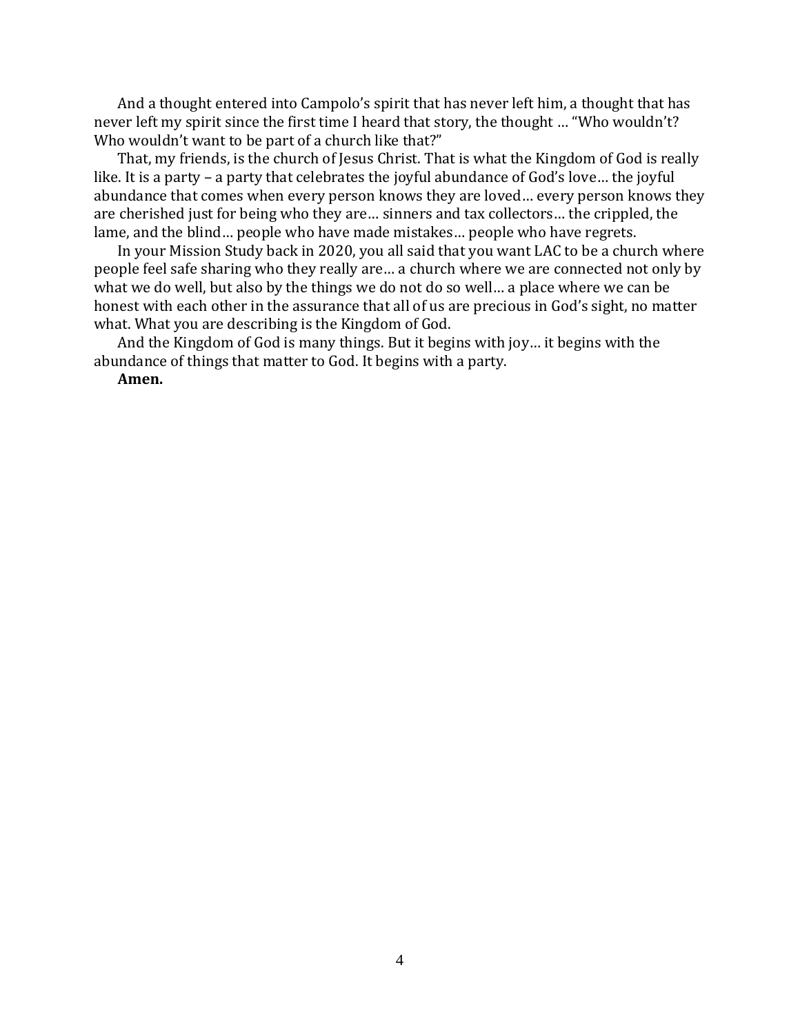And a thought entered into Campolo's spirit that has never left him, a thought that has never left my spirit since the first time I heard that story, the thought … "Who wouldn't? Who wouldn't want to be part of a church like that?"

That, my friends, is the church of Jesus Christ. That is what the Kingdom of God is really like. It is a party – a party that celebrates the joyful abundance of God's love… the joyful abundance that comes when every person knows they are loved… every person knows they are cherished just for being who they are… sinners and tax collectors… the crippled, the lame, and the blind… people who have made mistakes… people who have regrets.

In your Mission Study back in 2020, you all said that you want LAC to be a church where people feel safe sharing who they really are… a church where we are connected not only by what we do well, but also by the things we do not do so well… a place where we can be honest with each other in the assurance that all of us are precious in God's sight, no matter what. What you are describing is the Kingdom of God.

And the Kingdom of God is many things. But it begins with joy… it begins with the abundance of things that matter to God. It begins with a party.

**Amen.**